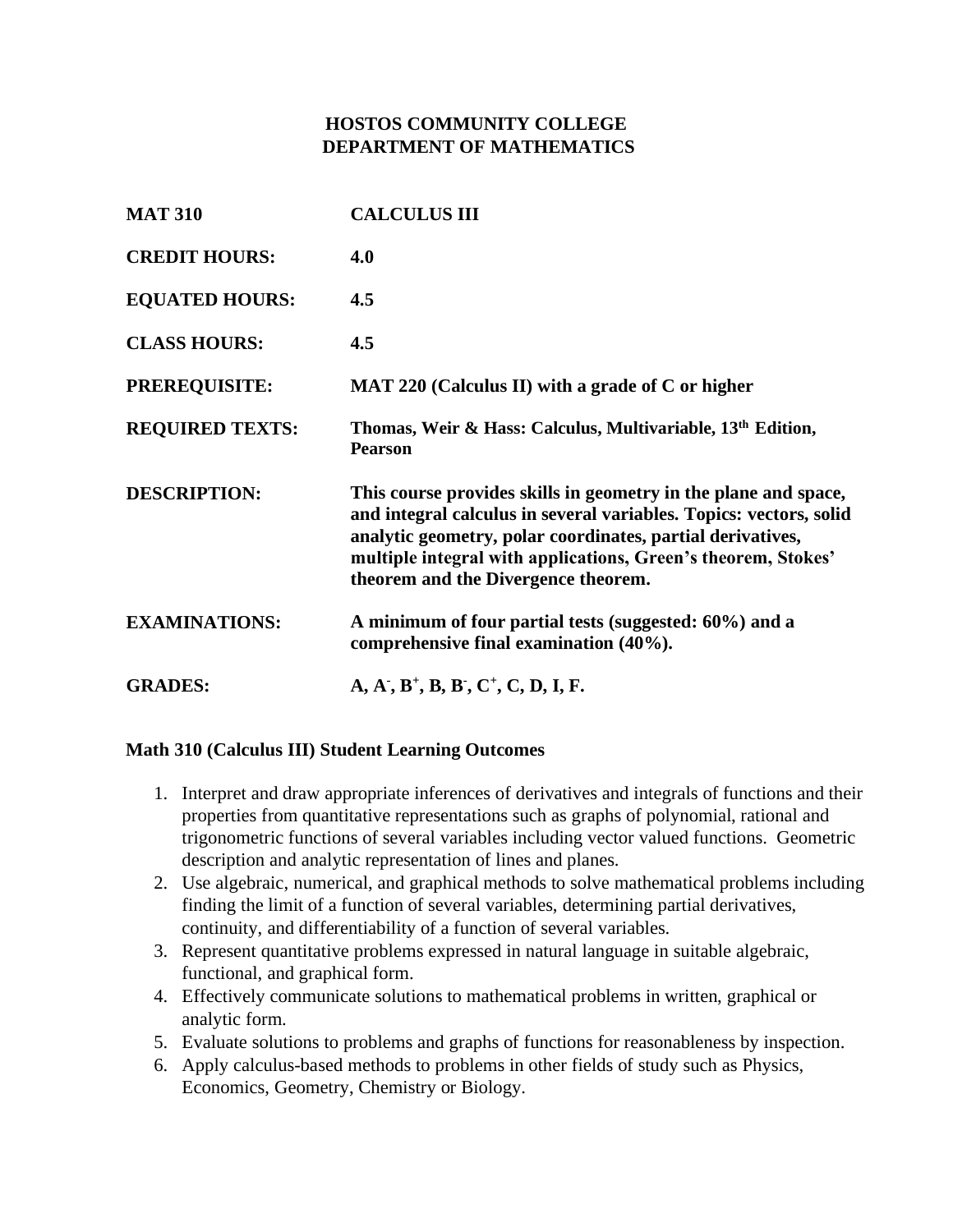# HOSTOS COMMUNITY COLLEGE
## DEPARTMENT OF MATHEMATICS

| | |
|---|---|
| **MAT 310** | **CALCULUS III** |
| **CREDIT HOURS:** | **4.0** |
| **EQUATED HOURS:** | **4.5** |
| **CLASS HOURS:** | **4.5** |
| **PREREQUISITE:** | **MAT 220 (Calculus II) with a grade of C or higher** |
| **REQUIRED TEXTS:** | **Thomas, Weir & Hass: Calculus, Multivariable, 13th Edition, Pearson** |
| **DESCRIPTION:** | **This course provides skills in geometry in the plane and space, and integral calculus in several variables. Topics: vectors, solid analytic geometry, polar coordinates, partial derivatives, multiple integral with applications, Green's theorem, Stokes' theorem and the Divergence theorem.** |
| **EXAMINATIONS:** | **A minimum of four partial tests (suggested: 60%) and a comprehensive final examination (40%).** |
| **GRADES:** | **A, A-, B+, B, B-, C+, C, D, I, F.** |

**Math 310 (Calculus III) Student Learning Outcomes**

1. Interpret and draw appropriate inferences of derivatives and integrals of functions and their properties from quantitative representations such as graphs of polynomial, rational and trigonometric functions of several variables including vector valued functions. Geometric description and analytic representation of lines and planes.
2. Use algebraic, numerical, and graphical methods to solve mathematical problems including finding the limit of a function of several variables, determining partial derivatives, continuity, and differentiability of a function of several variables.
3. Represent quantitative problems expressed in natural language in suitable algebraic, functional, and graphical form.
4. Effectively communicate solutions to mathematical problems in written, graphical or analytic form.
5. Evaluate solutions to problems and graphs of functions for reasonableness by inspection.
6. Apply calculus-based methods to problems in other fields of study such as Physics, Economics, Geometry, Chemistry or Biology.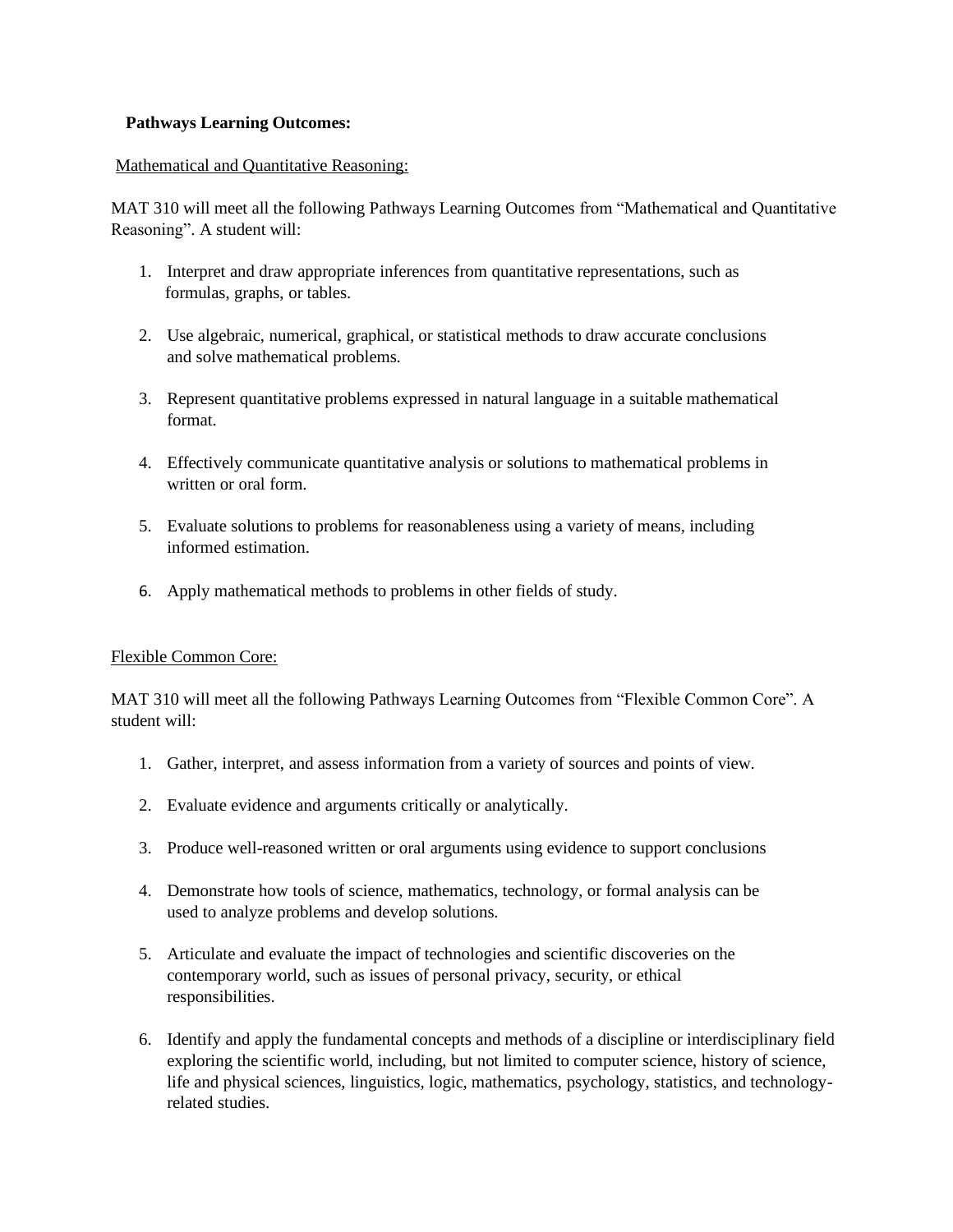**Pathways Learning Outcomes:**

Mathematical and Quantitative Reasoning:

MAT 310 will meet all the following Pathways Learning Outcomes from "Mathematical and Quantitative Reasoning". A student will:

1. Interpret and draw appropriate inferences from quantitative representations, such as formulas, graphs, or tables.
2. Use algebraic, numerical, graphical, or statistical methods to draw accurate conclusions and solve mathematical problems.
3. Represent quantitative problems expressed in natural language in a suitable mathematical format.
4. Effectively communicate quantitative analysis or solutions to mathematical problems in written or oral form.
5. Evaluate solutions to problems for reasonableness using a variety of means, including informed estimation.
6. Apply mathematical methods to problems in other fields of study.

Flexible Common Core:

MAT 310 will meet all the following Pathways Learning Outcomes from "Flexible Common Core". A student will:

1. Gather, interpret, and assess information from a variety of sources and points of view.
2. Evaluate evidence and arguments critically or analytically.
3. Produce well-reasoned written or oral arguments using evidence to support conclusions
4. Demonstrate how tools of science, mathematics, technology, or formal analysis can be used to analyze problems and develop solutions.
5. Articulate and evaluate the impact of technologies and scientific discoveries on the contemporary world, such as issues of personal privacy, security, or ethical responsibilities.
6. Identify and apply the fundamental concepts and methods of a discipline or interdisciplinary field exploring the scientific world, including, but not limited to computer science, history of science, life and physical sciences, linguistics, logic, mathematics, psychology, statistics, and technology-related studies.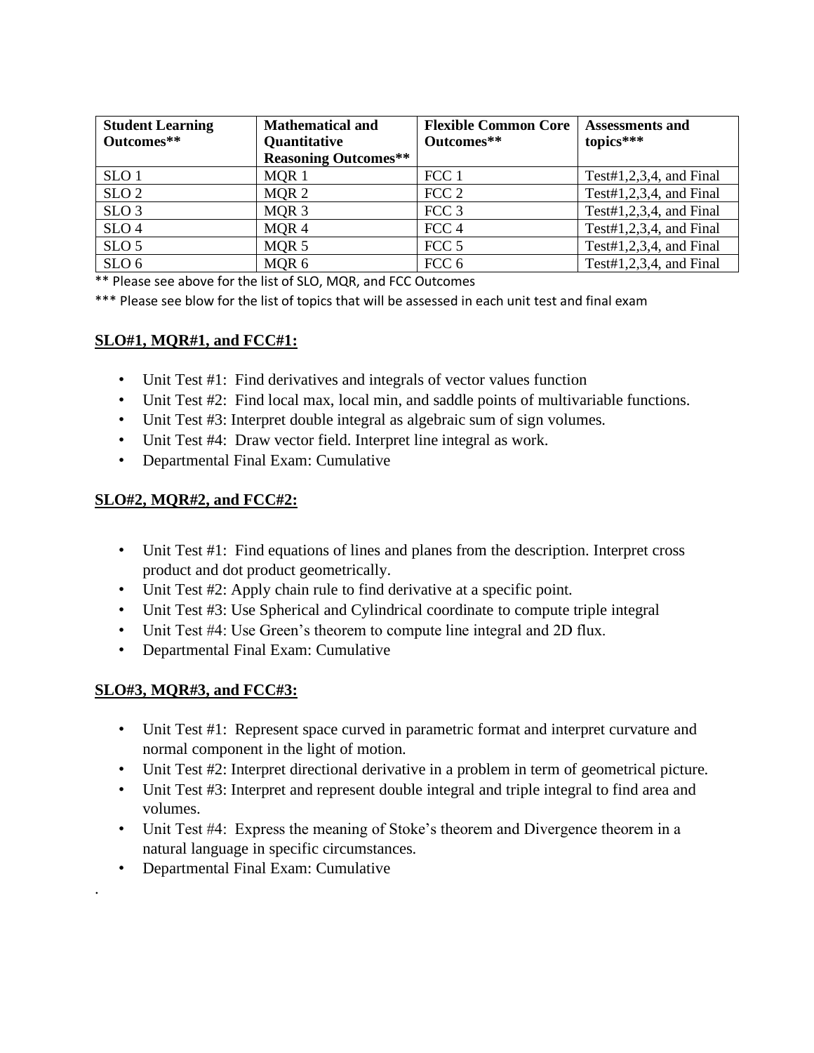| Student Learning Outcomes** | Mathematical and Quantitative Reasoning Outcomes** | Flexible Common Core Outcomes** | Assessments and topics*** |
|---|---|---|---|
| SLO 1 | MQR 1 | FCC 1 | Test#1,2,3,4, and Final |
| SLO 2 | MQR 2 | FCC 2 | Test#1,2,3,4, and Final |
| SLO 3 | MQR 3 | FCC 3 | Test#1,2,3,4, and Final |
| SLO 4 | MQR 4 | FCC 4 | Test#1,2,3,4, and Final |
| SLO 5 | MQR 5 | FCC 5 | Test#1,2,3,4, and Final |
| SLO 6 | MQR 6 | FCC 6 | Test#1,2,3,4, and Final |

** Please see above for the list of SLO, MQR, and FCC Outcomes

*** Please see blow for the list of topics that will be assessed in each unit test and final exam

**SLO#1, MQR#1, and FCC#1:**

- Unit Test #1: Find derivatives and integrals of vector values function
- Unit Test #2: Find local max, local min, and saddle points of multivariable functions.
- Unit Test #3: Interpret double integral as algebraic sum of sign volumes.
- Unit Test #4: Draw vector field. Interpret line integral as work.
- Departmental Final Exam: Cumulative

**SLO#2, MQR#2, and FCC#2:**

- Unit Test #1: Find equations of lines and planes from the description. Interpret cross product and dot product geometrically.
- Unit Test #2: Apply chain rule to find derivative at a specific point.
- Unit Test #3: Use Spherical and Cylindrical coordinate to compute triple integral
- Unit Test #4: Use Green's theorem to compute line integral and 2D flux.
- Departmental Final Exam: Cumulative

**SLO#3, MQR#3, and FCC#3:**

- Unit Test #1: Represent space curved in parametric format and interpret curvature and normal component in the light of motion.
- Unit Test #2: Interpret directional derivative in a problem in term of geometrical picture.
- Unit Test #3: Interpret and represent double integral and triple integral to find area and volumes.
- Unit Test #4: Express the meaning of Stoke's theorem and Divergence theorem in a natural language in specific circumstances.
- Departmental Final Exam: Cumulative

.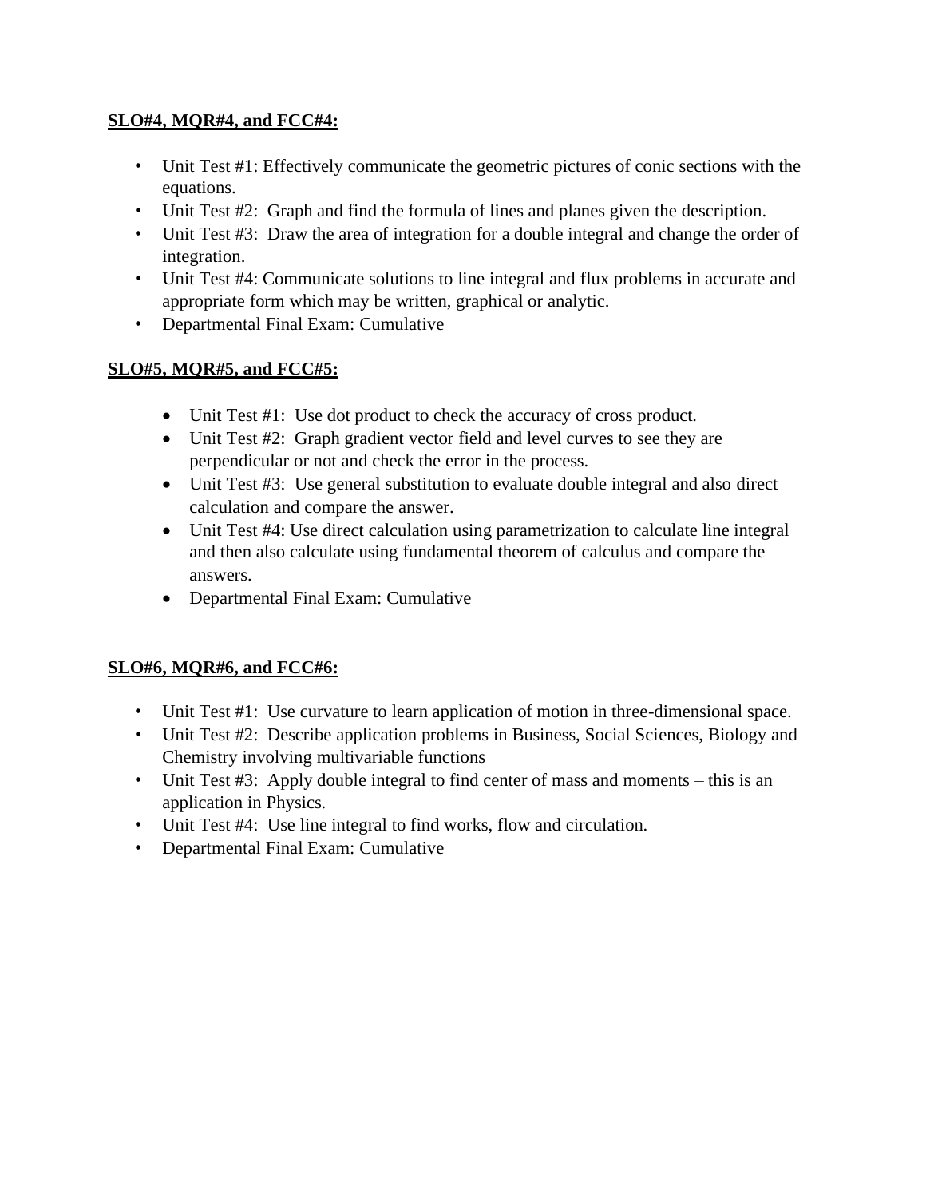**SLO#4, MQR#4, and FCC#4:**

- Unit Test #1: Effectively communicate the geometric pictures of conic sections with the equations.
- Unit Test #2: Graph and find the formula of lines and planes given the description.
- Unit Test #3: Draw the area of integration for a double integral and change the order of integration.
- Unit Test #4: Communicate solutions to line integral and flux problems in accurate and appropriate form which may be written, graphical or analytic.
- Departmental Final Exam: Cumulative

**SLO#5, MQR#5, and FCC#5:**

- Unit Test #1: Use dot product to check the accuracy of cross product.
- Unit Test #2: Graph gradient vector field and level curves to see they are perpendicular or not and check the error in the process.
- Unit Test #3: Use general substitution to evaluate double integral and also direct calculation and compare the answer.
- Unit Test #4: Use direct calculation using parametrization to calculate line integral and then also calculate using fundamental theorem of calculus and compare the answers.
- Departmental Final Exam: Cumulative

**SLO#6, MQR#6, and FCC#6:**

- Unit Test #1: Use curvature to learn application of motion in three-dimensional space.
- Unit Test #2: Describe application problems in Business, Social Sciences, Biology and Chemistry involving multivariable functions
- Unit Test #3: Apply double integral to find center of mass and moments – this is an application in Physics.
- Unit Test #4: Use line integral to find works, flow and circulation.
- Departmental Final Exam: Cumulative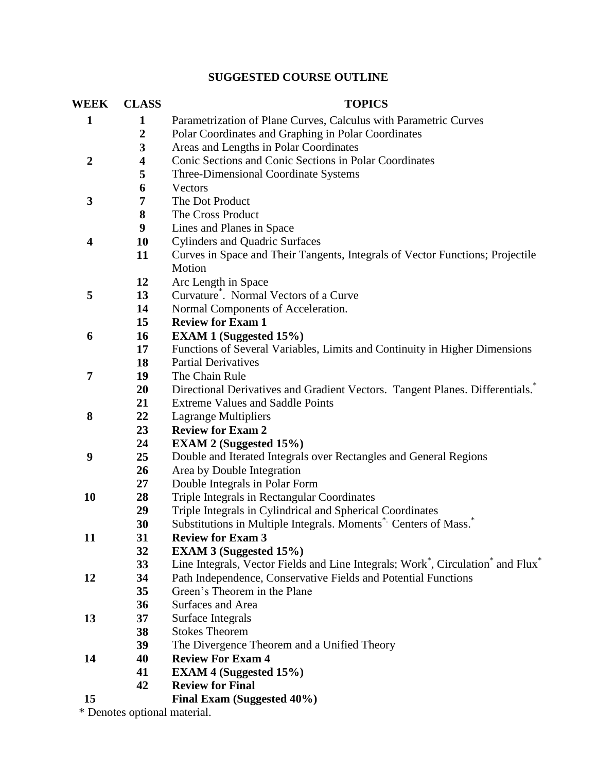**SUGGESTED COURSE OUTLINE**

| WEEK | CLASS | TOPICS |
|---|---|---|
| 1 | 1 | Parametrization of Plane Curves, Calculus with Parametric Curves |
| | 2 | Polar Coordinates and Graphing in Polar Coordinates |
| | 3 | Areas and Lengths in Polar Coordinates |
| 2 | 4 | Conic Sections and Conic Sections in Polar Coordinates |
| | 5 | Three-Dimensional Coordinate Systems |
| | 6 | Vectors |
| 3 | 7 | The Dot Product |
| | 8 | The Cross Product |
| | 9 | Lines and Planes in Space |
| 4 | 10 | Cylinders and Quadric Surfaces |
| | 11 | Curves in Space and Their Tangents, Integrals of Vector Functions; Projectile Motion |
| | 12 | Arc Length in Space |
| 5 | 13 | Curvature*. Normal Vectors of a Curve |
| | 14 | Normal Components of Acceleration. |
| | 15 | **Review for Exam 1** |
| 6 | 16 | **EXAM 1 (Suggested 15%)** |
| | 17 | Functions of Several Variables, Limits and Continuity in Higher Dimensions |
| | 18 | Partial Derivatives |
| 7 | 19 | The Chain Rule |
| | 20 | Directional Derivatives and Gradient Vectors. Tangent Planes. Differentials.* |
| | 21 | Extreme Values and Saddle Points |
| 8 | 22 | Lagrange Multipliers |
| | 23 | **Review for Exam 2** |
| | 24 | **EXAM 2 (Suggested 15%)** |
| 9 | 25 | Double and Iterated Integrals over Rectangles and General Regions |
| | 26 | Area by Double Integration |
| | 27 | Double Integrals in Polar Form |
| 10 | 28 | Triple Integrals in Rectangular Coordinates |
| | 29 | Triple Integrals in Cylindrical and Spherical Coordinates |
| | 30 | Substitutions in Multiple Integrals. Moments*. Centers of Mass.* |
| 11 | 31 | **Review for Exam 3** |
| | 32 | **EXAM 3 (Suggested 15%)** |
| | 33 | Line Integrals, Vector Fields and Line Integrals; Work*, Circulation* and Flux* |
| 12 | 34 | Path Independence, Conservative Fields and Potential Functions |
| | 35 | Green's Theorem in the Plane |
| | 36 | Surfaces and Area |
| 13 | 37 | Surface Integrals |
| | 38 | Stokes Theorem |
| | 39 | The Divergence Theorem and a Unified Theory |
| 14 | 40 | **Review For Exam 4** |
| | 41 | **EXAM 4 (Suggested 15%)** |
| | 42 | **Review for Final** |
| 15 | | **Final Exam (Suggested 40%)** |

* Denotes optional material.